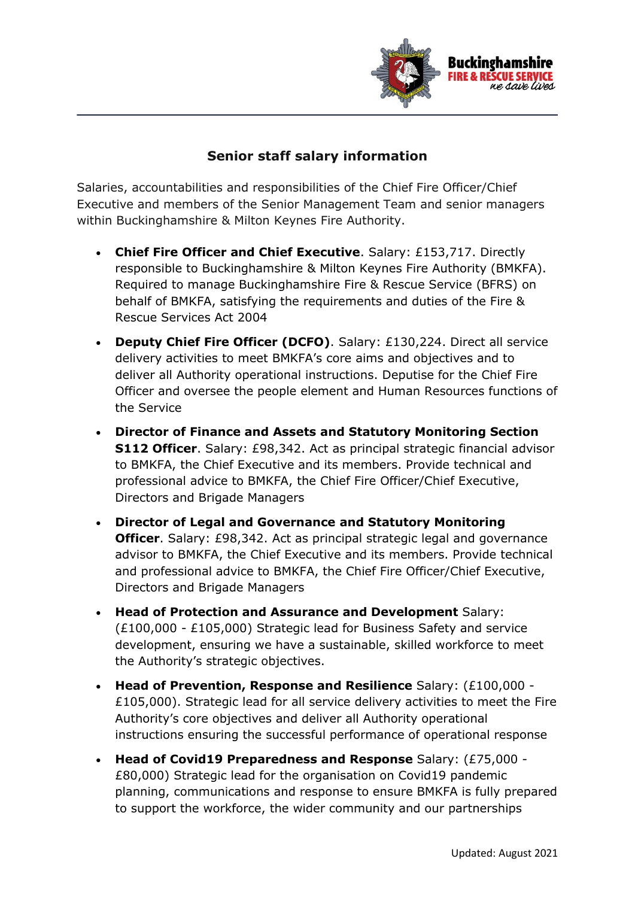## Senior staff salary information

Salaries, accountabilities and responsibilities of the Chief Fire Officer/Chief Executive and members of the Senior Management Team and senior managers within Buckinghamshire & Milton Keynes Fire Authority.

- **Chief Fire Officer and Chief Executive**. Salary: £153,717. Directly responsible to Buckinghamshire & Milton Keynes Fire Authority (BMKFA). Required to manage Buckinghamshire Fire & Rescue Service (BFRS) on behalf of BMKFA, satisfying the requirements and duties of the Fire & Rescue Services Act 2004
- **Deputy Chief Fire Officer (DCFO)**. Salary: £130,224. Direct all service delivery activities to meet BMKFA's core aims and objectives and to deliver all Authority operational instructions. Deputise for the Chief Fire Officer and oversee the people element and Human Resources functions of the Service
- **Director of Finance and Assets and Statutory Monitoring Section S112 Officer**. Salary: £98,342. Act as principal strategic financial advisor to BMKFA, the Chief Executive and its members. Provide technical and professional advice to BMKFA, the Chief Fire Officer/Chief Executive, Directors and Brigade Managers
- **Director of Legal and Governance and Statutory Monitoring Officer**. Salary: £98,342. Act as principal strategic legal and governance advisor to BMKFA, the Chief Executive and its members. Provide technical and professional advice to BMKFA, the Chief Fire Officer/Chief Executive, Directors and Brigade Managers
- **Head of Protection and Assurance and Development** Salary: (£100,000 - £105,000) Strategic lead for Business Safety and service development, ensuring we have a sustainable, skilled workforce to meet the Authority's strategic objectives.
- **Head of Prevention, Response and Resilience** Salary: (£100,000 - £105,000). Strategic lead for all service delivery activities to meet the Fire Authority's core objectives and deliver all Authority operational instructions ensuring the successful performance of operational response
- **Head of Covid19 Preparedness and Response** Salary: (£75,000 - £80,000) Strategic lead for the organisation on Covid19 pandemic planning, communications and response to ensure BMKFA is fully prepared to support the workforce, the wider community and our partnerships

Updated: August 2021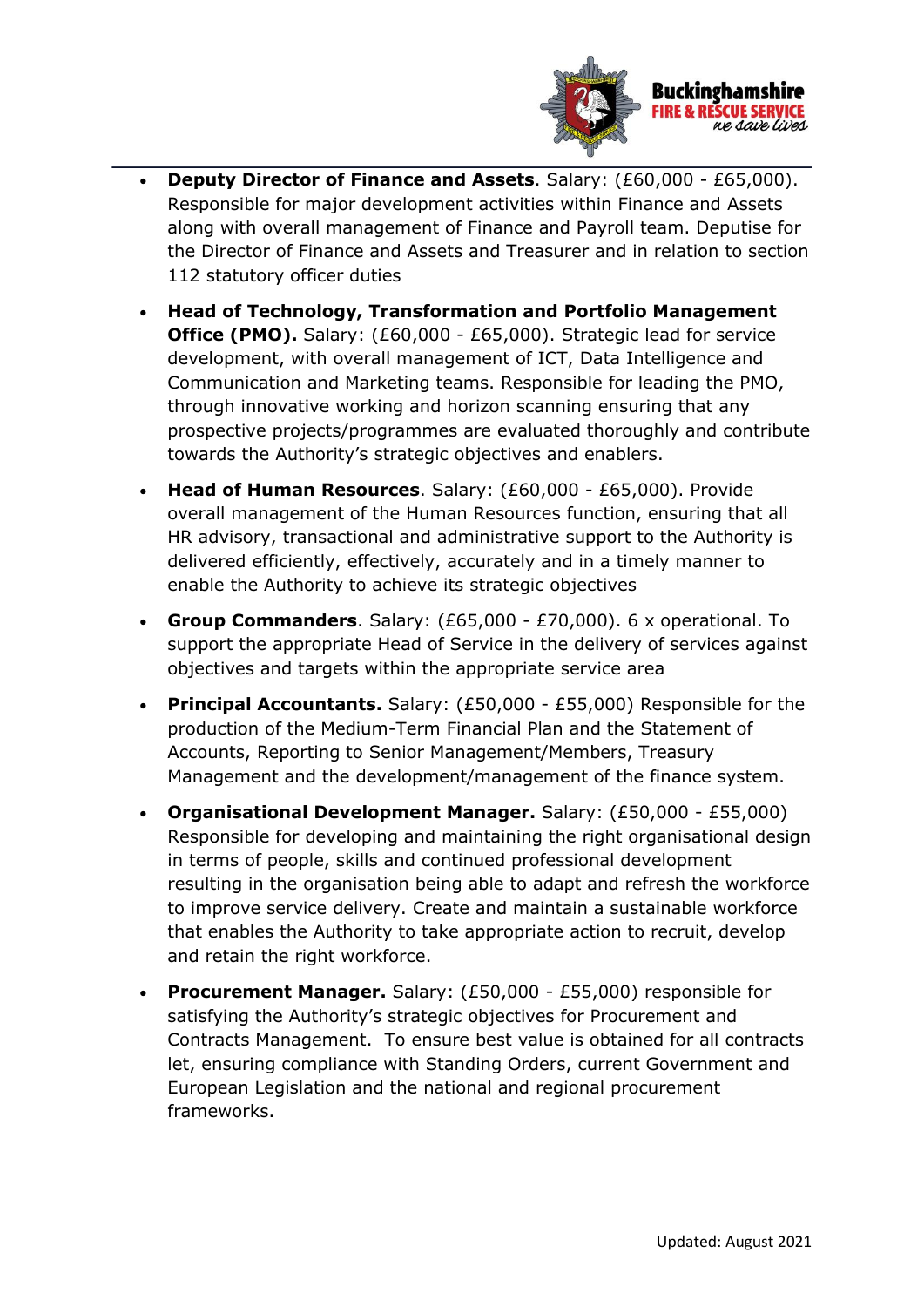- **Deputy Director of Finance and Assets**. Salary: (£60,000 - £65,000). Responsible for major development activities within Finance and Assets along with overall management of Finance and Payroll team. Deputise for the Director of Finance and Assets and Treasurer and in relation to section 112 statutory officer duties

- **Head of Technology, Transformation and Portfolio Management Office (PMO).** Salary: (£60,000 - £65,000). Strategic lead for service development, with overall management of ICT, Data Intelligence and Communication and Marketing teams. Responsible for leading the PMO, through innovative working and horizon scanning ensuring that any prospective projects/programmes are evaluated thoroughly and contribute towards the Authority's strategic objectives and enablers.

- **Head of Human Resources**. Salary: (£60,000 - £65,000). Provide overall management of the Human Resources function, ensuring that all HR advisory, transactional and administrative support to the Authority is delivered efficiently, effectively, accurately and in a timely manner to enable the Authority to achieve its strategic objectives

- **Group Commanders**. Salary: (£65,000 - £70,000). 6 x operational. To support the appropriate Head of Service in the delivery of services against objectives and targets within the appropriate service area

- **Principal Accountants.** Salary: (£50,000 - £55,000) Responsible for the production of the Medium-Term Financial Plan and the Statement of Accounts, Reporting to Senior Management/Members, Treasury Management and the development/management of the finance system.

- **Organisational Development Manager.** Salary: (£50,000 - £55,000) Responsible for developing and maintaining the right organisational design in terms of people, skills and continued professional development resulting in the organisation being able to adapt and refresh the workforce to improve service delivery. Create and maintain a sustainable workforce that enables the Authority to take appropriate action to recruit, develop and retain the right workforce.

- **Procurement Manager.** Salary: (£50,000 - £55,000) responsible for satisfying the Authority's strategic objectives for Procurement and Contracts Management. To ensure best value is obtained for all contracts let, ensuring compliance with Standing Orders, current Government and European Legislation and the national and regional procurement frameworks.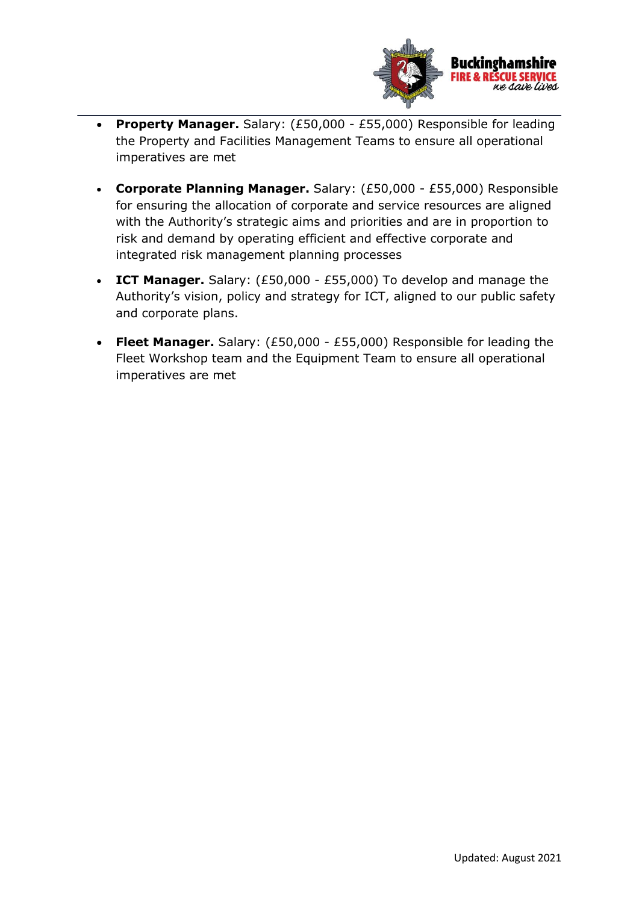- **Property Manager.** Salary: (£50,000 - £55,000) Responsible for leading the Property and Facilities Management Teams to ensure all operational imperatives are met

- **Corporate Planning Manager.** Salary: (£50,000 - £55,000) Responsible for ensuring the allocation of corporate and service resources are aligned with the Authority's strategic aims and priorities and are in proportion to risk and demand by operating efficient and effective corporate and integrated risk management planning processes

- **ICT Manager.** Salary: (£50,000 - £55,000) To develop and manage the Authority's vision, policy and strategy for ICT, aligned to our public safety and corporate plans.

- **Fleet Manager.** Salary: (£50,000 - £55,000) Responsible for leading the Fleet Workshop team and the Equipment Team to ensure all operational imperatives are met

Updated: August 2021